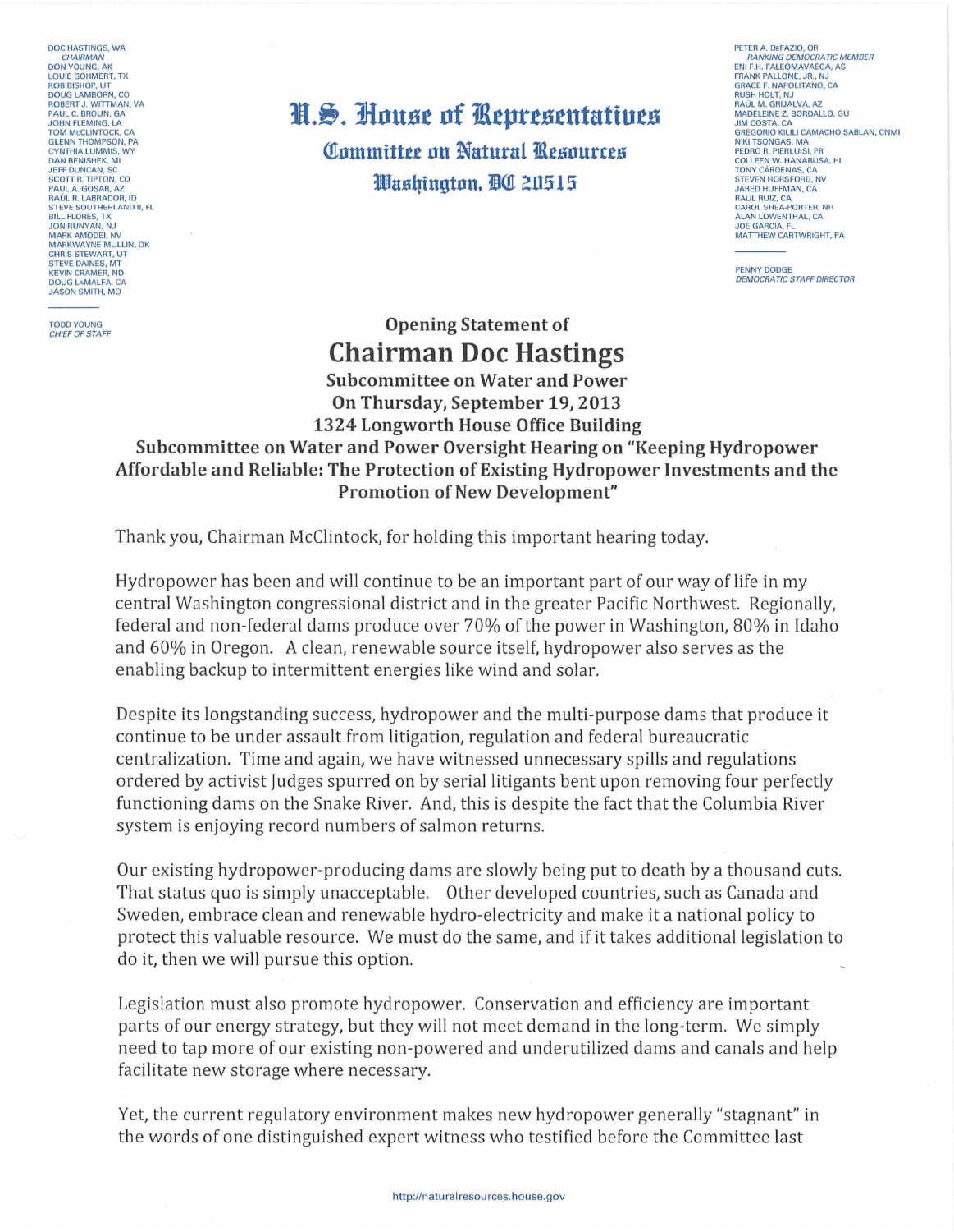DOC HASTINGS, WA
*CHAIRMAN*
DON YOUNG, AK
LOUIE GOHMERT, TX
ROB BISHOP, UT
DOUG LAMBORN, CO
ROBERT J. WITTMAN, VA
PAUL C. BROUN, GA
JOHN FLEMING, LA
TOM McCLINTOCK, CA
GLENN THOMPSON, PA
CYNTHIA LUMMIS, WY
DAN BENISHEK, MI
JEFF DUNCAN, SC
SCOTT R. TIPTON, CO
PAUL A. GOSAR, AZ
RAÚL R. LABRADOR, ID
STEVE SOUTHERLAND II, FL
BILL FLORES, TX
JON RUNYAN, NJ
MARK AMODEI, NV
MARKWAYNE MULLIN, OK
CHRIS STEWART, UT
STEVE DAINES, MT
KEVIN CRAMER, ND
DOUG LaMALFA, CA
JASON SMITH, MO

TODD YOUNG
*CHIEF OF STAFF*

**U.S. House of Representatives**

**Committee on Natural Resources**

**Washington, DC 20515**

PETER A. DeFAZIO, OR
*RANKING DEMOCRATIC MEMBER*
ENI F.H. FALEOMAVAEGA, AS
FRANK PALLONE, JR., NJ
GRACE F. NAPOLITANO, CA
RUSH HOLT, NJ
RAÚL M. GRIJALVA, AZ
MADELEINE Z. BORDALLO, GU
JIM COSTA, CA
GREGORIO KILILI CAMACHO SABLAN, CNMI
NIKI TSONGAS, MA
PEDRO R. PIERLUISI, PR
COLLEEN W. HANABUSA, HI
TONY CÁRDENAS, CA
STEVEN HORSFORD, NV
JARED HUFFMAN, CA
RAUL RUIZ, CA
CAROL SHEA-PORTER, NH
ALAN LOWENTHAL, CA
JOE GARCIA, FL
MATTHEW CARTWRIGHT, PA

PENNY DODGE
*DEMOCRATIC STAFF DIRECTOR*

## Opening Statement of

# Chairman Doc Hastings

### Subcommittee on Water and Power
### On Thursday, September 19, 2013
### 1324 Longworth House Office Building
### Subcommittee on Water and Power Oversight Hearing on "Keeping Hydropower Affordable and Reliable: The Protection of Existing Hydropower Investments and the Promotion of New Development"

Thank you, Chairman McClintock, for holding this important hearing today.

Hydropower has been and will continue to be an important part of our way of life in my central Washington congressional district and in the greater Pacific Northwest. Regionally, federal and non-federal dams produce over 70% of the power in Washington, 80% in Idaho and 60% in Oregon. A clean, renewable source itself, hydropower also serves as the enabling backup to intermittent energies like wind and solar.

Despite its longstanding success, hydropower and the multi-purpose dams that produce it continue to be under assault from litigation, regulation and federal bureaucratic centralization. Time and again, we have witnessed unnecessary spills and regulations ordered by activist Judges spurred on by serial litigants bent upon removing four perfectly functioning dams on the Snake River. And, this is despite the fact that the Columbia River system is enjoying record numbers of salmon returns.

Our existing hydropower-producing dams are slowly being put to death by a thousand cuts. That status quo is simply unacceptable. Other developed countries, such as Canada and Sweden, embrace clean and renewable hydro-electricity and make it a national policy to protect this valuable resource. We must do the same, and if it takes additional legislation to do it, then we will pursue this option.

Legislation must also promote hydropower. Conservation and efficiency are important parts of our energy strategy, but they will not meet demand in the long-term. We simply need to tap more of our existing non-powered and underutilized dams and canals and help facilitate new storage where necessary.

Yet, the current regulatory environment makes new hydropower generally "stagnant" in the words of one distinguished expert witness who testified before the Committee last

http://naturalresources.house.gov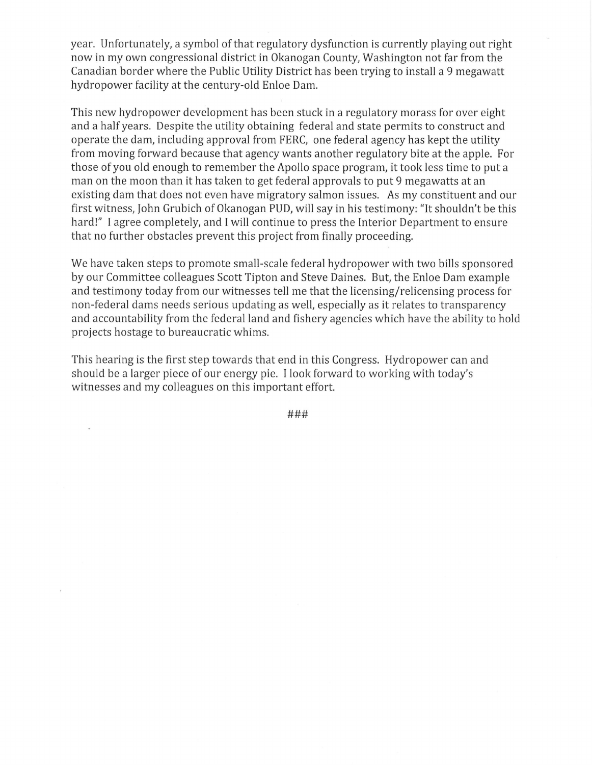year. Unfortunately, a symbol of that regulatory dysfunction is currently playing out right now in my own congressional district in Okanogan County, Washington not far from the Canadian border where the Public Utility District has been trying to install a 9 megawatt hydropower facility at the century-old Enloe Dam.

This new hydropower development has been stuck in a regulatory morass for over eight and a half years. Despite the utility obtaining federal and state permits to construct and operate the dam, including approval from FERC, one federal agency has kept the utility from moving forward because that agency wants another regulatory bite at the apple. For those of you old enough to remember the Apollo space program, it took less time to put a man on the moon than it has taken to get federal approvals to put 9 megawatts at an existing dam that does not even have migratory salmon issues. As my constituent and our first witness, John Grubich of Okanogan PUD, will say in his testimony: "It shouldn't be this hard!" I agree completely, and I will continue to press the Interior Department to ensure that no further obstacles prevent this project from finally proceeding.

We have taken steps to promote small-scale federal hydropower with two bills sponsored by our Committee colleagues Scott Tipton and Steve Daines. But, the Enloe Dam example and testimony today from our witnesses tell me that the licensing/relicensing process for non-federal dams needs serious updating as well, especially as it relates to transparency and accountability from the federal land and fishery agencies which have the ability to hold projects hostage to bureaucratic whims.

This hearing is the first step towards that end in this Congress. Hydropower can and should be a larger piece of our energy pie. I look forward to working with today's witnesses and my colleagues on this important effort.

###